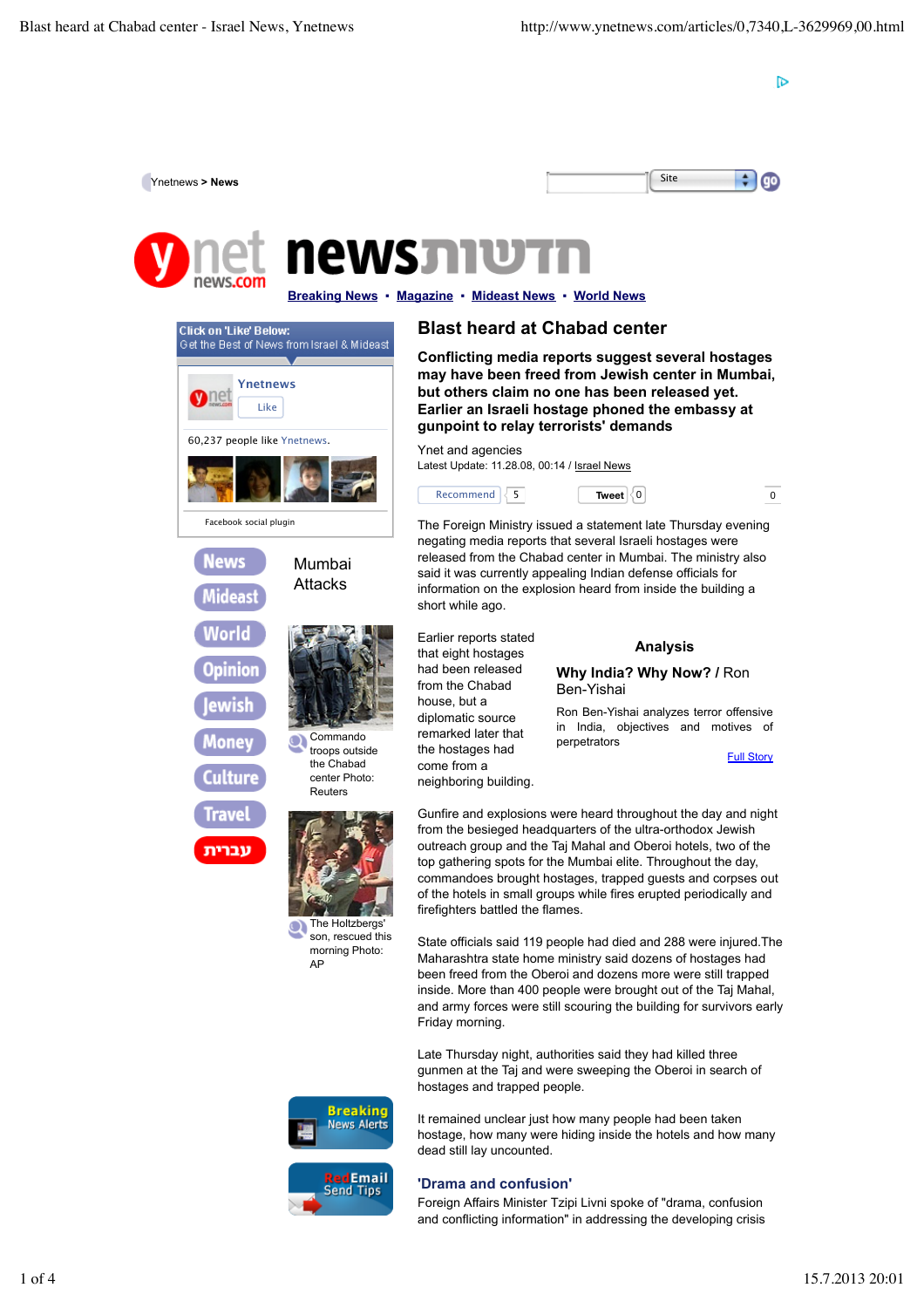Ynetnews > News

# Blast heard at Chabad center

**Conflicting media reports suggest several hostages may have been freed from Jewish center in Mumbai, but others claim no one has been released yet. Earlier an Israeli hostage phoned the embassy at gunpoint to relay terrorists' demands**

Ynet and agencies

Latest Update: 11.28.08, 00:14 / Israel News

Mumbai Attacks

Commando troops outside the Chabad center Photo: Reuters

The Holtzbergs' son, rescued this morning Photo: AP

The Foreign Ministry issued a statement late Thursday evening negating media reports that several Israeli hostages were released from the Chabad center in Mumbai. The ministry also said it was currently appealing Indian defense officials for information on the explosion heard from inside the building a short while ago.

Earlier reports stated that eight hostages had been released from the Chabad house, but a diplomatic source remarked later that the hostages had come from a neighboring building.

**Analysis**

**Why India? Why Now? /** Ron Ben-Yishai

Ron Ben-Yishai analyzes terror offensive in India, objectives and motives of perpetrators

Full Story

Gunfire and explosions were heard throughout the day and night from the besieged headquarters of the ultra-orthodox Jewish outreach group and the Taj Mahal and Oberoi hotels, two of the top gathering spots for the Mumbai elite. Throughout the day, commandoes brought hostages, trapped guests and corpses out of the hotels in small groups while fires erupted periodically and firefighters battled the flames.

State officials said 119 people had died and 288 were injured.The Maharashtra state home ministry said dozens of hostages had been freed from the Oberoi and dozens more were still trapped inside. More than 400 people were brought out of the Taj Mahal, and army forces were still scouring the building for survivors early Friday morning.

Late Thursday night, authorities said they had killed three gunmen at the Taj and were sweeping the Oberoi in search of hostages and trapped people.

It remained unclear just how many people had been taken hostage, how many were hiding inside the hotels and how many dead still lay uncounted.

## 'Drama and confusion'

Foreign Affairs Minister Tzipi Livni spoke of "drama, confusion and conflicting information" in addressing the developing crisis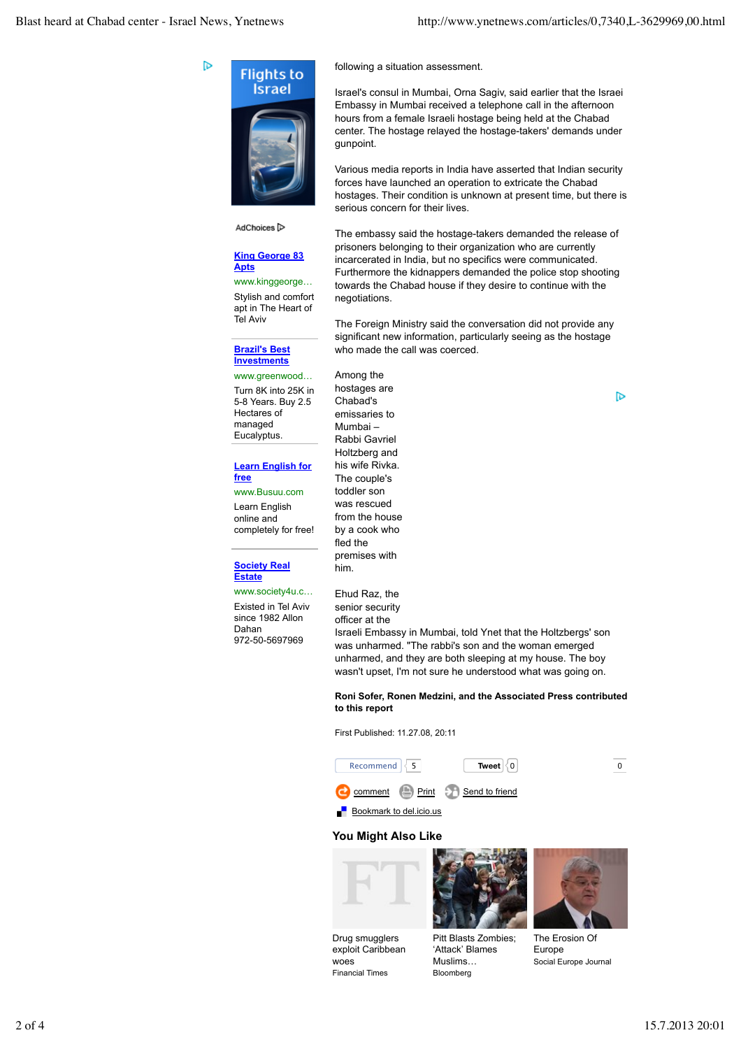following a situation assessment.

Israel's consul in Mumbai, Orna Sagiv, said earlier that the Israei Embassy in Mumbai received a telephone call in the afternoon hours from a female Israeli hostage being held at the Chabad center. The hostage relayed the hostage-takers' demands under gunpoint.

Various media reports in India have asserted that Indian security forces have launched an operation to extricate the Chabad hostages. Their condition is unknown at present time, but there is serious concern for their lives.

The embassy said the hostage-takers demanded the release of prisoners belonging to their organization who are currently incarcerated in India, but no specifics were communicated. Furthermore the kidnappers demanded the police stop shooting towards the Chabad house if they desire to continue with the negotiations.

The Foreign Ministry said the conversation did not provide any significant new information, particularly seeing as the hostage who made the call was coerced.

Among the hostages are Chabad's emissaries to Mumbai – Rabbi Gavriel Holtzberg and his wife Rivka. The couple's toddler son was rescued from the house by a cook who fled the premises with him.

Ehud Raz, the senior security officer at the Israeli Embassy in Mumbai, told Ynet that the Holtzbergs' son was unharmed. "The rabbi's son and the woman emerged unharmed, and they are both sleeping at my house. The boy wasn't upset, I'm not sure he understood what was going on.

**Roni Sofer, Ronen Medzini, and the Associated Press contributed to this report**

First Published: 11.27.08, 20:11